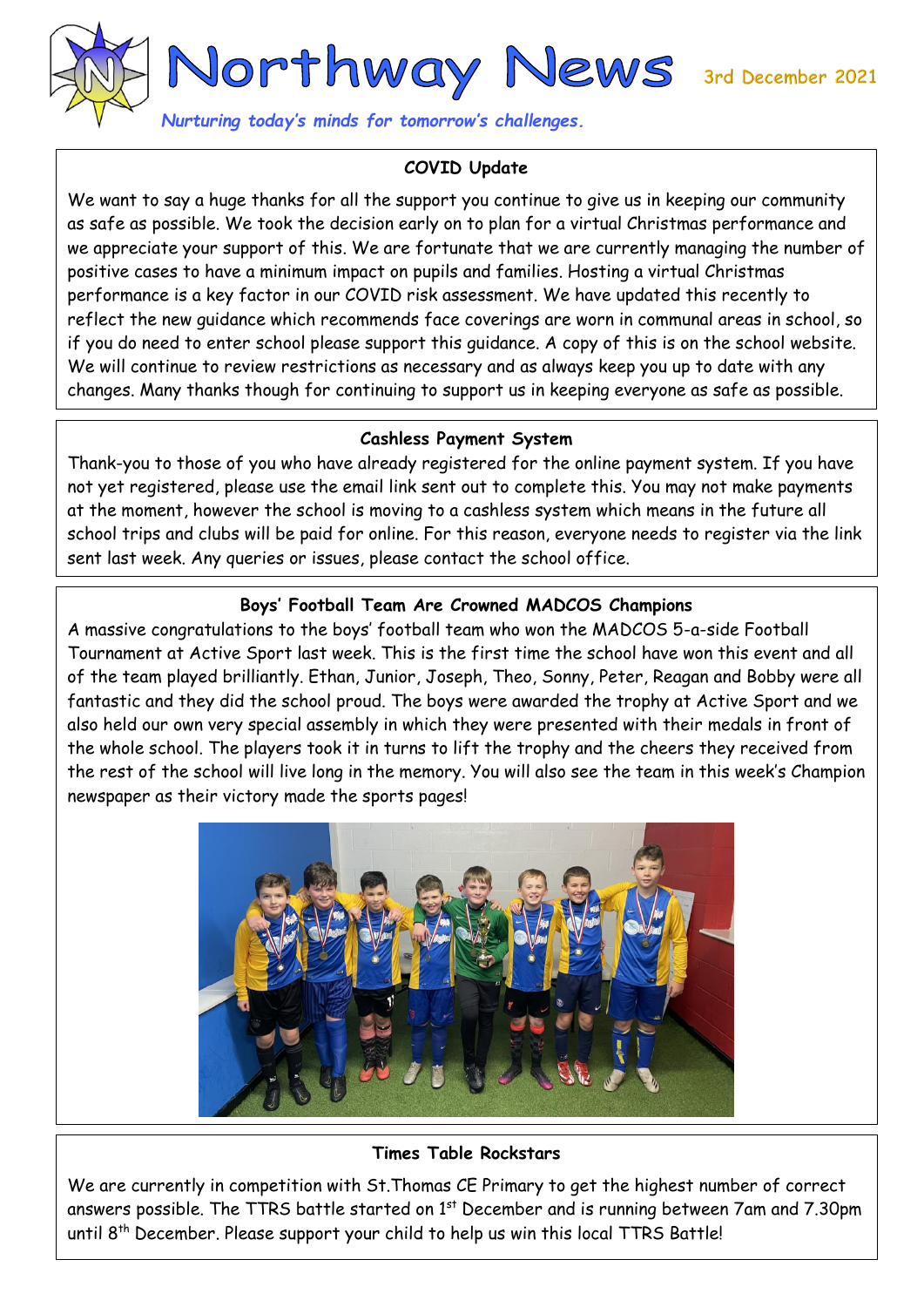# Northway News

3rd December 2021

*Nurturing today's minds for tomorrow's challenges.*

## COVID Update

We want to say a huge thanks for all the support you continue to give us in keeping our community as safe as possible. We took the decision early on to plan for a virtual Christmas performance and we appreciate your support of this. We are fortunate that we are currently managing the number of positive cases to have a minimum impact on pupils and families. Hosting a virtual Christmas performance is a key factor in our COVID risk assessment. We have updated this recently to reflect the new guidance which recommends face coverings are worn in communal areas in school, so if you do need to enter school please support this guidance. A copy of this is on the school website. We will continue to review restrictions as necessary and as always keep you up to date with any changes. Many thanks though for continuing to support us in keeping everyone as safe as possible.

## Cashless Payment System

Thank-you to those of you who have already registered for the online payment system. If you have not yet registered, please use the email link sent out to complete this. You may not make payments at the moment, however the school is moving to a cashless system which means in the future all school trips and clubs will be paid for online. For this reason, everyone needs to register via the link sent last week. Any queries or issues, please contact the school office.

## Boys' Football Team Are Crowned MADCOS Champions

A massive congratulations to the boys' football team who won the MADCOS 5-a-side Football Tournament at Active Sport last week. This is the first time the school have won this event and all of the team played brilliantly. Ethan, Junior, Joseph, Theo, Sonny, Peter, Reagan and Bobby were all fantastic and they did the school proud. The boys were awarded the trophy at Active Sport and we also held our own very special assembly in which they were presented with their medals in front of the whole school. The players took it in turns to lift the trophy and the cheers they received from the rest of the school will live long in the memory. You will also see the team in this week's Champion newspaper as their victory made the sports pages!

## Times Table Rockstars

We are currently in competition with St.Thomas CE Primary to get the highest number of correct answers possible. The TTRS battle started on 1st December and is running between 7am and 7.30pm until 8th December. Please support your child to help us win this local TTRS Battle!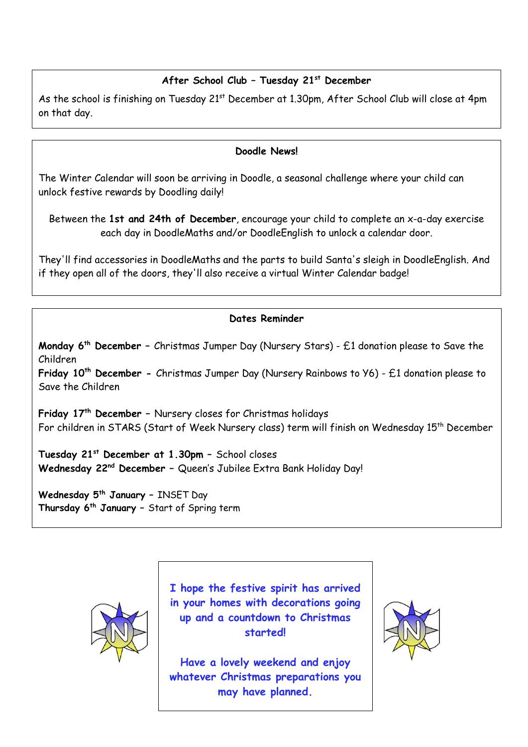### After School Club – Tuesday 21st December

As the school is finishing on Tuesday 21st December at 1.30pm, After School Club will close at 4pm on that day.

### Doodle News!

The Winter Calendar will soon be arriving in Doodle, a seasonal challenge where your child can unlock festive rewards by Doodling daily!

Between the **1st and 24th of December**, encourage your child to complete an x-a-day exercise each day in DoodleMaths and/or DoodleEnglish to unlock a calendar door.

They'll find accessories in DoodleMaths and the parts to build Santa's sleigh in DoodleEnglish. And if they open all of the doors, they'll also receive a virtual Winter Calendar badge!

### Dates Reminder

**Monday 6th December** – Christmas Jumper Day (Nursery Stars) - £1 donation please to Save the Children
**Friday 10th December** - Christmas Jumper Day (Nursery Rainbows to Y6) - £1 donation please to Save the Children

**Friday 17th December** – Nursery closes for Christmas holidays
For children in STARS (Start of Week Nursery class) term will finish on Wednesday 15th December

**Tuesday 21st December at 1.30pm** – School closes
**Wednesday 22nd December** – Queen's Jubilee Extra Bank Holiday Day!

**Wednesday 5th January** – INSET Day
**Thursday 6th January** – Start of Spring term

**I hope the festive spirit has arrived in your homes with decorations going up and a countdown to Christmas started!**

**Have a lovely weekend and enjoy whatever Christmas preparations you may have planned.**